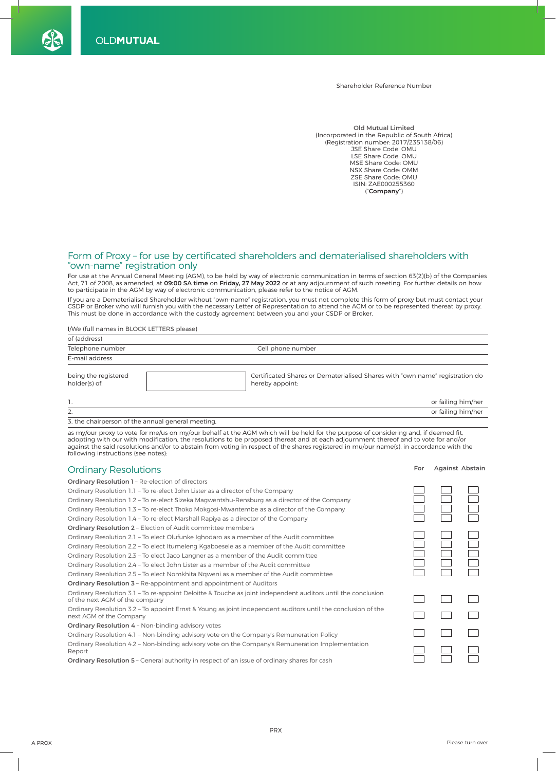OLDMUTUAL

Shareholder Reference Number

**Old Mutual Limited**
(Incorporated in the Republic of South Africa)
(Registration number: 2017/235138/06)
JSE Share Code: OMU
LSE Share Code: OMU
MSE Share Code: OMU
NSX Share Code: OMM
ZSE Share Code: OMU
ISIN: ZAE000255360
("**Company**")

## Form of Proxy – for use by certificated shareholders and dematerialised shareholders with "own-name" registration only

For use at the Annual General Meeting (AGM), to be held by way of electronic communication in terms of section 63(2)(b) of the Companies Act, 71 of 2008, as amended, at **09:00 SA time** on **Friday, 27 May 2022** or at any adjournment of such meeting. For further details on how to participate in the AGM by way of electronic communication, please refer to the notice of AGM.

If you are a Dematerialised Shareholder without "own-name" registration, you must not complete this form of proxy but must contact your CSDP or Broker who will furnish you with the necessary Letter of Representation to attend the AGM or to be represented thereat by proxy. This must be done in accordance with the custody agreement between you and your CSDP or Broker.

I/We (full names in BLOCK LETTERS please)

of (address)

Telephone number　　　　　Cell phone number

E-mail address

being the registered holder(s) of: ______ Certificated Shares or Dematerialised Shares with "own name" registration do hereby appoint:

1. ______ or failing him/her

2. ______ or failing him/her

3. the chairperson of the annual general meeting,

as my/our proxy to vote for me/us on my/our behalf at the AGM which will be held for the purpose of considering and, if deemed fit, adopting with our with modification, the resolutions to be proposed thereat and at each adjournment thereof and to vote for and/or against the said resolutions and/or to abstain from voting in respect of the shares registered in mu/our name(s), in accordance with the following instructions (see notes):

## Ordinary Resolutions

| | For | Against | Abstain |
|---|---|---|---|
| **Ordinary Resolution 1** – Re-election of directors | | | |
| Ordinary Resolution 1.1 – To re-elect John Lister as a director of the Company | | | |
| Ordinary Resolution 1.2 – To re-elect Sizeka Magwentshu-Rensburg as a director of the Company | | | |
| Ordinary Resolution 1.3 – To re-elect Thoko Mokgosi-Mwantembe as a director of the Company | | | |
| Ordinary Resolution 1.4 – To re-elect Marshall Rapiya as a director of the Company | | | |
| **Ordinary Resolution 2** – Election of Audit committee members | | | |
| Ordinary Resolution 2.1 – To elect Olufunke Ighodaro as a member of the Audit committee | | | |
| Ordinary Resolution 2.2 – To elect Itumeleng Kgaboesele as a member of the Audit committee | | | |
| Ordinary Resolution 2.3 – To elect Jaco Langner as a member of the Audit committee | | | |
| Ordinary Resolution 2.4 – To elect John Lister as a member of the Audit committee | | | |
| Ordinary Resolution 2.5 – To elect Nomkhita Nqweni as a member of the Audit committee | | | |
| **Ordinary Resolution 3** – Re-appointment and appointment of Auditors | | | |
| Ordinary Resolution 3.1 – To re-appoint Deloitte & Touche as joint independent auditors until the conclusion of the next AGM of the company | | | |
| Ordinary Resolution 3.2 – To appoint Ernst & Young as joint independent auditors until the conclusion of the next AGM of the Company | | | |
| **Ordinary Resolution 4** – Non-binding advisory votes | | | |
| Ordinary Resolution 4.1 – Non-binding advisory vote on the Company's Remuneration Policy | | | |
| Ordinary Resolution 4.2 – Non-binding advisory vote on the Company's Remuneration Implementation Report | | | |
| **Ordinary Resolution 5** – General authority in respect of an issue of ordinary shares for cash | | | |

PRX

A PROX

Please turn over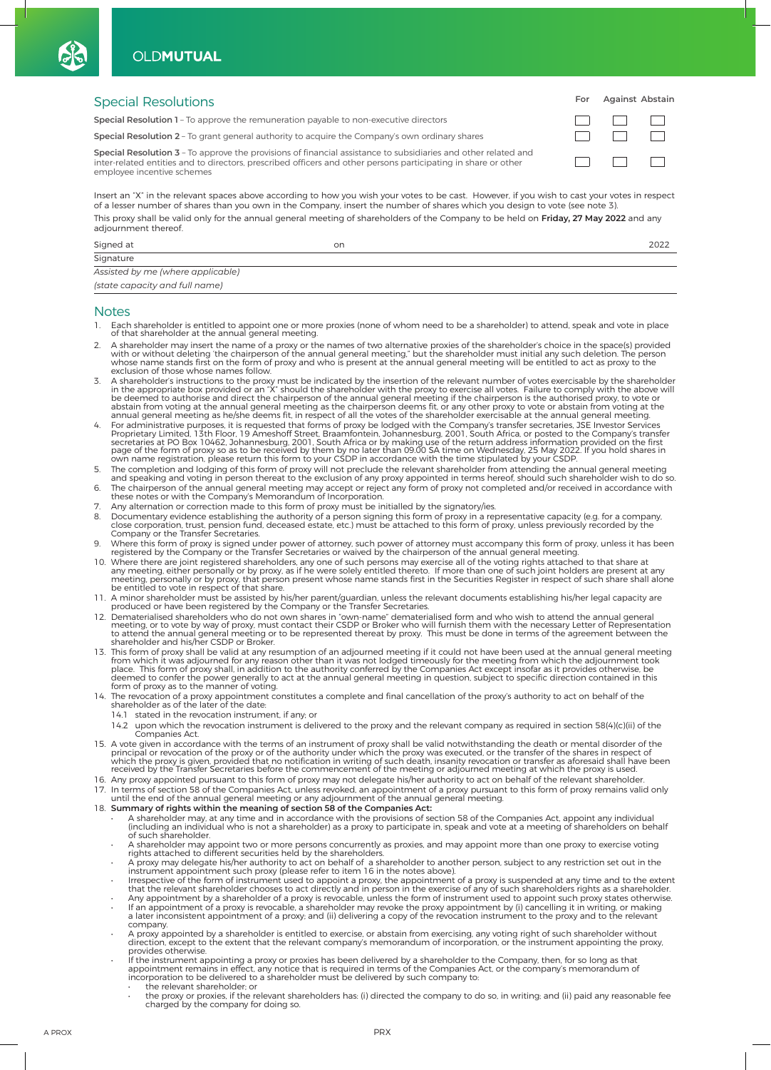## Special Resolutions

| | For | Against | Abstain |
|---|---|---|---|
| **Special Resolution 1** – To approve the remuneration payable to non-executive directors | | | |
| **Special Resolution 2** – To grant general authority to acquire the Company's own ordinary shares | | | |
| **Special Resolution 3** – To approve the provisions of financial assistance to subsidiaries and other related and inter-related entities and to directors, prescribed officers and other persons participating in share or other employee incentive schemes | | | |

Insert an "X" in the relevant spaces above according to how you wish your votes to be cast. However, if you wish to cast your votes in respect of a lesser number of shares than you own in the Company, insert the number of shares which you design to vote (see note 3).

This proxy shall be valid only for the annual general meeting of shareholders of the Company to be held on **Friday, 27 May 2022** and any adjournment thereof.

Signed at ______________________ on ______________________ 2022

Signature

*Assisted by me (where applicable)*

*(state capacity and full name)*

## Notes

1. Each shareholder is entitled to appoint one or more proxies (none of whom need to be a shareholder) to attend, speak and vote in place of that shareholder at the annual general meeting.
2. A shareholder may insert the name of a proxy or the names of two alternative proxies of the shareholder's choice in the space(s) provided with or without deleting 'the chairperson of the annual general meeting," but the shareholder must initial any such deletion. The person whose name stands first on the form of proxy and who is present at the annual general meeting will be entitled to act as proxy to the exclusion of those whose names follow.
3. A shareholder's instructions to the proxy must be indicated by the insertion of the relevant number of votes exercisable by the shareholder in the appropriate box provided or an "X" should the shareholder with the proxy to exercise all votes. Failure to comply with the above will be deemed to authorise and direct the chairperson of the annual general meeting if the chairperson is the authorised proxy, to vote or abstain from voting at the annual general meeting as the chairperson deems fit, or any other proxy to vote or abstain from voting at the annual general meeting as he/she deems fit, in respect of all the votes of the shareholder exercisable at the annual general meeting.
4. For administrative purposes, it is requested that forms of proxy be lodged with the Company's transfer secretaries, JSE Investor Services Proprietary Limited, 13th Floor, 19 Ameshoff Street, Braamfontein, Johannesburg, 2001, South Africa, or posted to the Company's transfer secretaries at PO Box 10462, Johannesburg, 2001, South Africa or by making use of the return address information provided on the first page of the form of proxy so as to be received by them by no later than 09.00 SA time on Wednesday, 25 May 2022. If you hold shares in own name registration, please return this form to your CSDP in accordance with the time stipulated by your CSDP.
5. The completion and lodging of this form of proxy will not preclude the relevant shareholder from attending the annual general meeting and speaking and voting in person thereat to the exclusion of any proxy appointed in terms hereof, should such shareholder wish to do so.
6. The chairperson of the annual general meeting may accept or reject any form of proxy not completed and/or received in accordance with these notes or with the Company's Memorandum of Incorporation.
7. Any alternation or correction made to this form of proxy must be initialled by the signatory/ies.
8. Documentary evidence establishing the authority of a person signing this form of proxy in a representative capacity (e.g. for a company, close corporation, trust, pension fund, deceased estate, etc.) must be attached to this form of proxy, unless previously recorded by the Company or the Transfer Secretaries.
9. Where this form of proxy is signed under power of attorney, such power of attorney must accompany this form of proxy, unless it has been registered by the Company or the Transfer Secretaries or waived by the chairperson of the annual general meeting.
10. Where there are joint registered shareholders, any one of such persons may exercise all of the voting rights attached to that share at any meeting, either personally or by proxy, as if he were solely entitled thereto. If more than one of such joint holders are present at any meeting, personally or by proxy, that person present whose name stands first in the Securities Register in respect of such share shall alone be entitled to vote in respect of that share.
11. A minor shareholder must be assisted by his/her parent/guardian, unless the relevant documents establishing his/her legal capacity are produced or have been registered by the Company or the Transfer Secretaries.
12. Dematerialised shareholders who do not own shares in "own-name" dematerialised form and who wish to attend the annual general meeting, or to vote by way of proxy, must contact their CSDP or Broker who will furnish them with the necessary Letter of Representation to attend the annual general meeting or to be represented thereat by proxy. This must be done in terms of the agreement between the shareholder and his/her CSDP or Broker.
13. This form of proxy shall be valid at any resumption of an adjourned meeting if it could not have been used at the annual general meeting from which it was adjourned for any reason other than it was not lodged timeously for the meeting from which the adjournment took place. This form of proxy shall, in addition to the authority conferred by the Companies Act except insofar as it provides otherwise, be deemed to confer the power generally to act at the annual general meeting in question, subject to specific direction contained in this form of proxy as to the manner of voting.
14. The revocation of a proxy appointment constitutes a complete and final cancellation of the proxy's authority to act on behalf of the shareholder as of the later of the date:
    - 14.1 stated in the revocation instrument, if any; or
    - 14.2 upon which the revocation instrument is delivered to the proxy and the relevant company as required in section 58(4)(c)(ii) of the Companies Act.
15. A vote given in accordance with the terms of an instrument of proxy shall be valid notwithstanding the death or mental disorder of the principal or revocation of the proxy or of the authority under which the proxy was executed, or the transfer of the shares in respect of which the proxy is given, provided that no notification in writing of such death, insanity revocation or transfer as aforesaid shall have been received by the Transfer Secretaries before the commencement of the meeting or adjourned meeting at which the proxy is used.
16. Any proxy appointed pursuant to this form of proxy may not delegate his/her authority to act on behalf of the relevant shareholder.
17. In terms of section 58 of the Companies Act, unless revoked, an appointment of a proxy pursuant to this form of proxy remains valid only until the end of the annual general meeting or any adjournment of the annual general meeting.
18. **Summary of rights within the meaning of section 58 of the Companies Act:**
    - A shareholder may, at any time and in accordance with the provisions of section 58 of the Companies Act, appoint any individual (including an individual who is not a shareholder) as a proxy to participate in, speak and vote at a meeting of shareholders on behalf of such shareholder.
    - A shareholder may appoint two or more persons concurrently as proxies, and may appoint more than one proxy to exercise voting rights attached to different securities held by the shareholders.
    - A proxy may delegate his/her authority to act on behalf of a shareholder to another person, subject to any restriction set out in the instrument appointment such proxy (please refer to item 16 in the notes above).
    - Irrespective of the form of instrument used to appoint a proxy, the appointment of a proxy is suspended at any time and to the extent that the relevant shareholder chooses to act directly and in person in the exercise of any of such shareholders rights as a shareholder.
    - Any appointment by a shareholder of a proxy is revocable, unless the form of instrument used to appoint such proxy states otherwise.
    - If an appointment of a proxy is revocable, a shareholder may revoke the proxy appointment by (i) cancelling it in writing, or making a later inconsistent appointment of a proxy; and (ii) delivering a copy of the revocation instrument to the proxy and to the relevant company.
    - A proxy appointed by a shareholder is entitled to exercise, or abstain from exercising, any voting right of such shareholder without direction, except to the extent that the relevant company's memorandum of incorporation, or the instrument appointing the proxy, provides otherwise.
    - If the instrument appointing a proxy or proxies has been delivered by a shareholder to the Company, then, for so long as that appointment remains in effect, any notice that is required in terms of the Companies Act, or the company's memorandum of incorporation to be delivered to a shareholder must be delivered by such company to:
        - the relevant shareholder; or
        - the proxy or proxies, if the relevant shareholders has: (i) directed the company to do so, in writing; and (ii) paid any reasonable fee charged by the company for doing so.